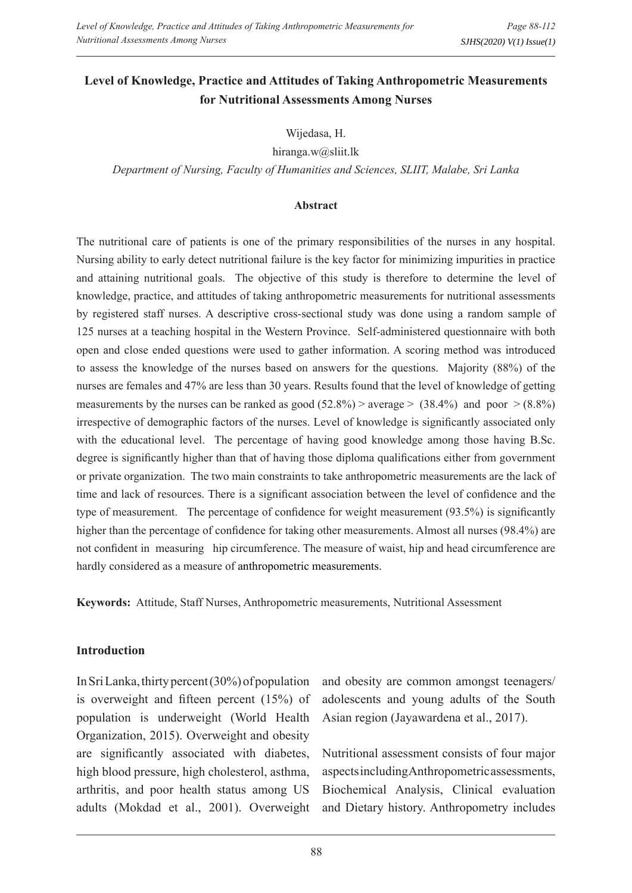# Level of Knowledge, Practice and Attitudes of Taking Anthropometric Measurements for Nutritional Assessments Among Nurses

Wijedasa, H.

hiranga.w@sliit.lk

*Department of Nursing, Faculty of Humanities and Sciences, SLIIT, Malabe, Sri Lanka*

### Abstract

The nutritional care of patients is one of the primary responsibilities of the nurses in any hospital. Nursing ability to early detect nutritional failure is the key factor for minimizing impurities in practice and attaining nutritional goals. The objective of this study is therefore to determine the level of knowledge, practice, and attitudes of taking anthropometric measurements for nutritional assessments by registered staff nurses. A descriptive cross-sectional study was done using a random sample of 125 nurses at a teaching hospital in the Western Province. Self-administered questionnaire with both open and close ended questions were used to gather information. A scoring method was introduced to assess the knowledge of the nurses based on answers for the questions. Majority (88%) of the nurses are females and 47% are less than 30 years. Results found that the level of knowledge of getting measurements by the nurses can be ranked as good (52.8%) > average > (38.4%) and poor > (8.8%) irrespective of demographic factors of the nurses. Level of knowledge is significantly associated only with the educational level. The percentage of having good knowledge among those having B.Sc. degree is significantly higher than that of having those diploma qualifications either from government or private organization. The two main constraints to take anthropometric measurements are the lack of time and lack of resources. There is a significant association between the level of confidence and the type of measurement. The percentage of confidence for weight measurement (93.5%) is significantly higher than the percentage of confidence for taking other measurements. Almost all nurses (98.4%) are not confident in measuring hip circumference. The measure of waist, hip and head circumference are hardly considered as a measure of anthropometric measurements.

**Keywords:** Attitude, Staff Nurses, Anthropometric measurements, Nutritional Assessment

## Introduction

In Sri Lanka, thirty percent (30%) of population is overweight and fifteen percent (15%) of population is underweight (World Health Organization, 2015). Overweight and obesity are significantly associated with diabetes, high blood pressure, high cholesterol, asthma, arthritis, and poor health status among US adults (Mokdad et al., 2001). Overweight and obesity are common amongst teenagers/adolescents and young adults of the South Asian region (Jayawardena et al., 2017).

Nutritional assessment consists of four major aspects including Anthropometric assessments, Biochemical Analysis, Clinical evaluation and Dietary history. Anthropometry includes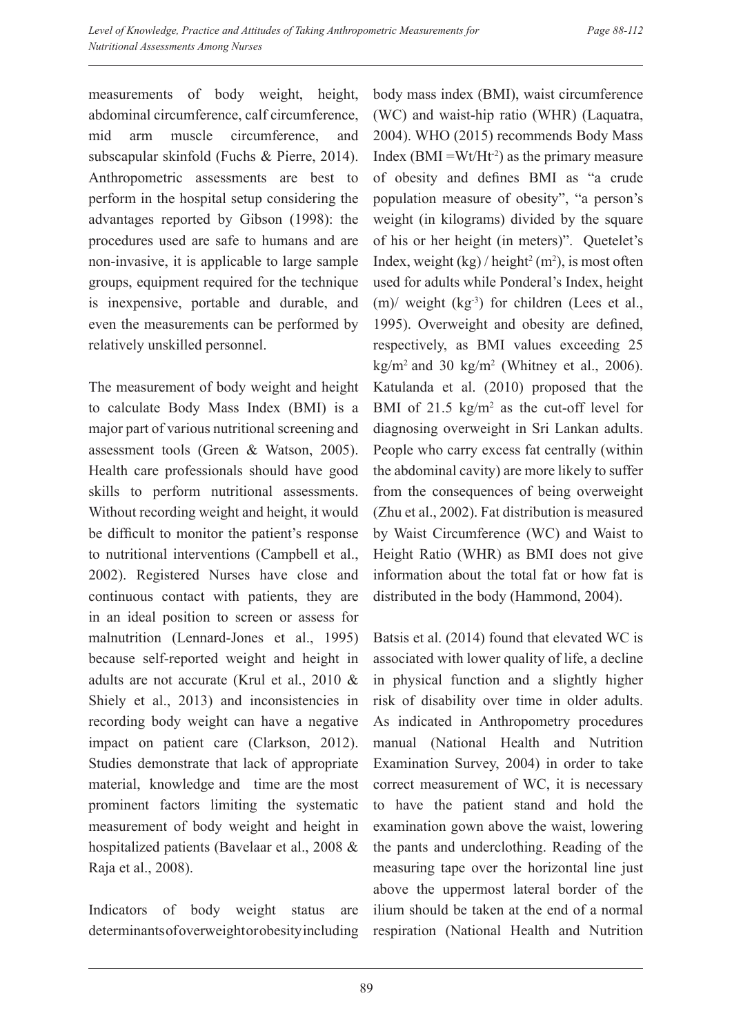measurements of body weight, height, abdominal circumference, calf circumference, mid arm muscle circumference, and subscapular skinfold (Fuchs & Pierre, 2014). Anthropometric assessments are best to perform in the hospital setup considering the advantages reported by Gibson (1998): the procedures used are safe to humans and are non-invasive, it is applicable to large sample groups, equipment required for the technique is inexpensive, portable and durable, and even the measurements can be performed by relatively unskilled personnel.

The measurement of body weight and height to calculate Body Mass Index (BMI) is a major part of various nutritional screening and assessment tools (Green & Watson, 2005). Health care professionals should have good skills to perform nutritional assessments. Without recording weight and height, it would be difficult to monitor the patient's response to nutritional interventions (Campbell et al., 2002). Registered Nurses have close and continuous contact with patients, they are in an ideal position to screen or assess for malnutrition (Lennard-Jones et al., 1995) because self-reported weight and height in adults are not accurate (Krul et al., 2010 & Shiely et al., 2013) and inconsistencies in recording body weight can have a negative impact on patient care (Clarkson, 2012). Studies demonstrate that lack of appropriate material, knowledge and time are the most prominent factors limiting the systematic measurement of body weight and height in hospitalized patients (Bavelaar et al., 2008 & Raja et al., 2008).

Indicators of body weight status are determinants of overweight or obesity including body mass index (BMI), waist circumference (WC) and waist-hip ratio (WHR) (Laquatra, 2004). WHO (2015) recommends Body Mass Index ($BMI = Wt/Ht^{-2}$) as the primary measure of obesity and defines BMI as "a crude population measure of obesity", "a person's weight (in kilograms) divided by the square of his or her height (in meters)". Quetelet's Index, weight (kg) / height$^2$ (m$^2$), is most often used for adults while Ponderal's Index, height (m)/ weight (kg$^{-3}$) for children (Lees et al., 1995). Overweight and obesity are defined, respectively, as BMI values exceeding 25 kg/m$^2$ and 30 kg/m$^2$ (Whitney et al., 2006). Katulanda et al. (2010) proposed that the BMI of 21.5 kg/m$^2$ as the cut-off level for diagnosing overweight in Sri Lankan adults. People who carry excess fat centrally (within the abdominal cavity) are more likely to suffer from the consequences of being overweight (Zhu et al., 2002). Fat distribution is measured by Waist Circumference (WC) and Waist to Height Ratio (WHR) as BMI does not give information about the total fat or how fat is distributed in the body (Hammond, 2004).

Batsis et al. (2014) found that elevated WC is associated with lower quality of life, a decline in physical function and a slightly higher risk of disability over time in older adults. As indicated in Anthropometry procedures manual (National Health and Nutrition Examination Survey, 2004) in order to take correct measurement of WC, it is necessary to have the patient stand and hold the examination gown above the waist, lowering the pants and underclothing. Reading of the measuring tape over the horizontal line just above the uppermost lateral border of the ilium should be taken at the end of a normal respiration (National Health and Nutrition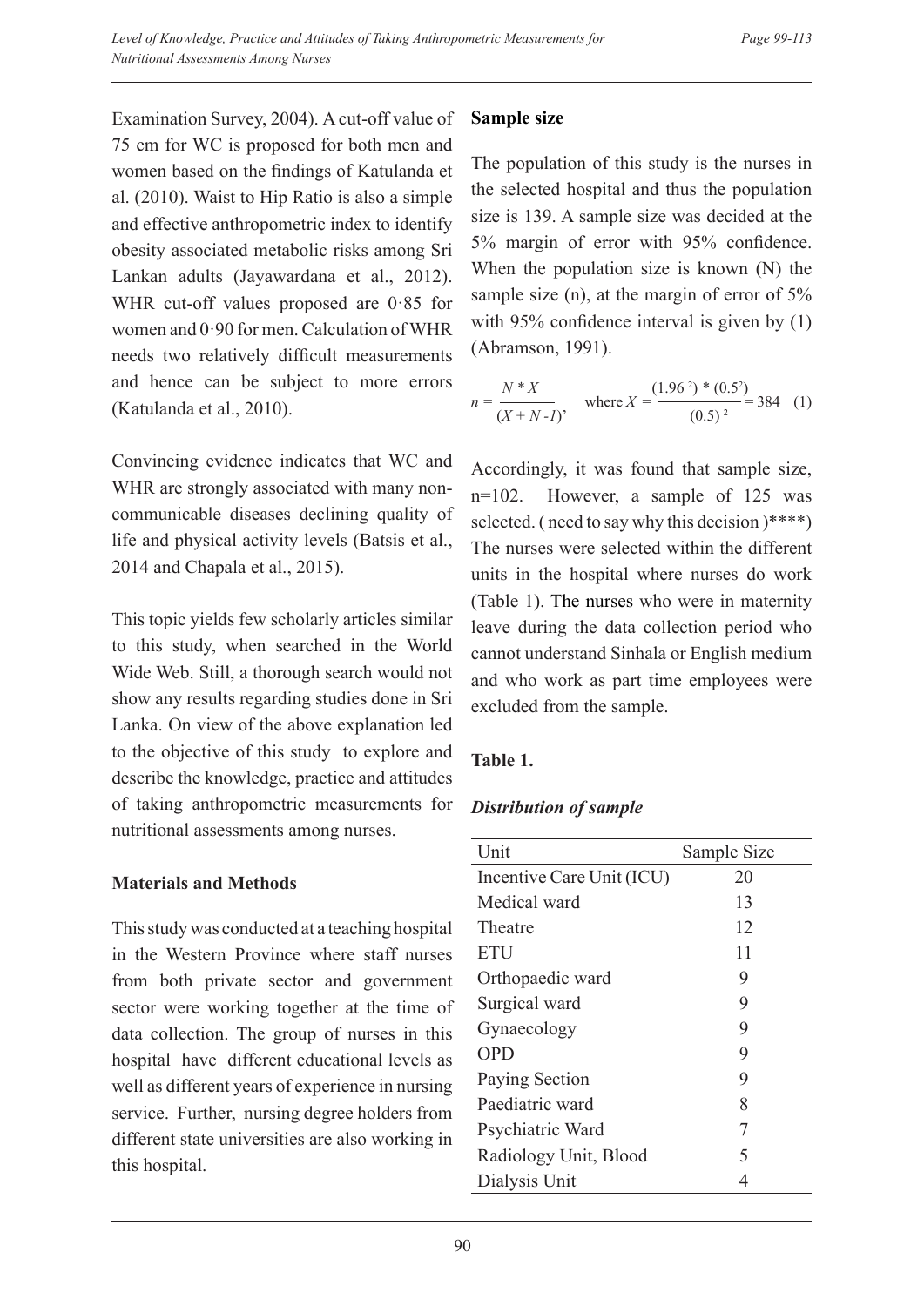Examination Survey, 2004). A cut-off value of 75 cm for WC is proposed for both men and women based on the findings of Katulanda et al. (2010). Waist to Hip Ratio is also a simple and effective anthropometric index to identify obesity associated metabolic risks among Sri Lankan adults (Jayawardana et al., 2012). WHR cut-off values proposed are 0·85 for women and 0·90 for men. Calculation of WHR needs two relatively difficult measurements and hence can be subject to more errors (Katulanda et al., 2010).

Convincing evidence indicates that WC and WHR are strongly associated with many non-communicable diseases declining quality of life and physical activity levels (Batsis et al., 2014 and Chapala et al., 2015).

This topic yields few scholarly articles similar to this study, when searched in the World Wide Web. Still, a thorough search would not show any results regarding studies done in Sri Lanka. On view of the above explanation led to the objective of this study to explore and describe the knowledge, practice and attitudes of taking anthropometric measurements for nutritional assessments among nurses.

## Materials and Methods

This study was conducted at a teaching hospital in the Western Province where staff nurses from both private sector and government sector were working together at the time of data collection. The group of nurses in this hospital have different educational levels as well as different years of experience in nursing service. Further, nursing degree holders from different state universities are also working in this hospital.

### Sample size

The population of this study is the nurses in the selected hospital and thus the population size is 139. A sample size was decided at the 5% margin of error with 95% confidence. When the population size is known (N) the sample size (n), at the margin of error of 5% with 95% confidence interval is given by (1) (Abramson, 1991).

$$n = \frac{N * X}{(X + N - 1)}, \quad \text{where } X = \frac{(1.96^2) * (0.5^2)}{(0.5)^2} = 384 \quad (1)$$

Accordingly, it was found that sample size, n=102. However, a sample of 125 was selected. ( need to say why this decision )****) The nurses were selected within the different units in the hospital where nurses do work (Table 1). The nurses who were in maternity leave during the data collection period who cannot understand Sinhala or English medium and who work as part time employees were excluded from the sample.

**Table 1.**

***Distribution of sample***

| Unit | Sample Size |
|---|---|
| Incentive Care Unit (ICU) | 20 |
| Medical ward | 13 |
| Theatre | 12 |
| ETU | 11 |
| Orthopaedic ward | 9 |
| Surgical ward | 9 |
| Gynaecology | 9 |
| OPD | 9 |
| Paying Section | 9 |
| Paediatric ward | 8 |
| Psychiatric Ward | 7 |
| Radiology Unit, Blood | 5 |
| Dialysis Unit | 4 |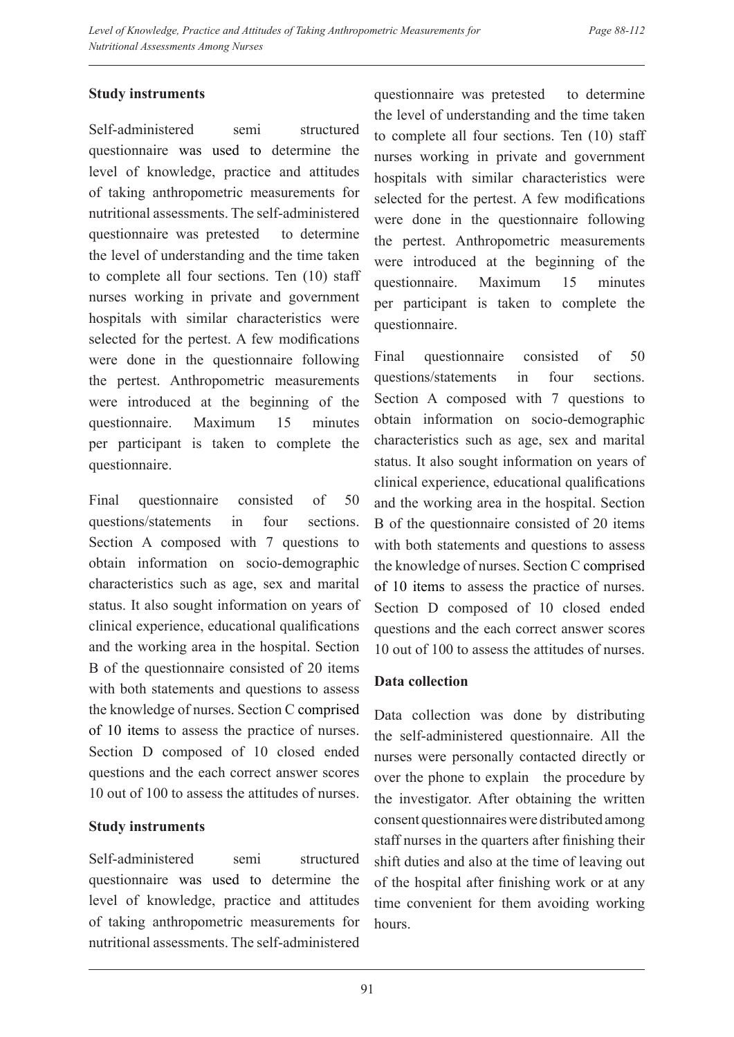### Study instruments

Self-administered semi structured questionnaire was used to determine the level of knowledge, practice and attitudes of taking anthropometric measurements for nutritional assessments. The self-administered questionnaire was pretested to determine the level of understanding and the time taken to complete all four sections. Ten (10) staff nurses working in private and government hospitals with similar characteristics were selected for the pertest. A few modifications were done in the questionnaire following the pertest. Anthropometric measurements were introduced at the beginning of the questionnaire. Maximum 15 minutes per participant is taken to complete the questionnaire.

Final questionnaire consisted of 50 questions/statements in four sections. Section A composed with 7 questions to obtain information on socio-demographic characteristics such as age, sex and marital status. It also sought information on years of clinical experience, educational qualifications and the working area in the hospital. Section B of the questionnaire consisted of 20 items with both statements and questions to assess the knowledge of nurses. Section C comprised of 10 items to assess the practice of nurses. Section D composed of 10 closed ended questions and the each correct answer scores 10 out of 100 to assess the attitudes of nurses.

### Study instruments

Self-administered semi structured questionnaire was used to determine the level of knowledge, practice and attitudes of taking anthropometric measurements for nutritional assessments. The self-administered questionnaire was pretested to determine the level of understanding and the time taken to complete all four sections. Ten (10) staff nurses working in private and government hospitals with similar characteristics were selected for the pertest. A few modifications were done in the questionnaire following the pertest. Anthropometric measurements were introduced at the beginning of the questionnaire. Maximum 15 minutes per participant is taken to complete the questionnaire.

Final questionnaire consisted of 50 questions/statements in four sections. Section A composed with 7 questions to obtain information on socio-demographic characteristics such as age, sex and marital status. It also sought information on years of clinical experience, educational qualifications and the working area in the hospital. Section B of the questionnaire consisted of 20 items with both statements and questions to assess the knowledge of nurses. Section C comprised of 10 items to assess the practice of nurses. Section D composed of 10 closed ended questions and the each correct answer scores 10 out of 100 to assess the attitudes of nurses.

### Data collection

Data collection was done by distributing the self-administered questionnaire. All the nurses were personally contacted directly or over the phone to explain the procedure by the investigator. After obtaining the written consent questionnaires were distributed among staff nurses in the quarters after finishing their shift duties and also at the time of leaving out of the hospital after finishing work or at any time convenient for them avoiding working hours.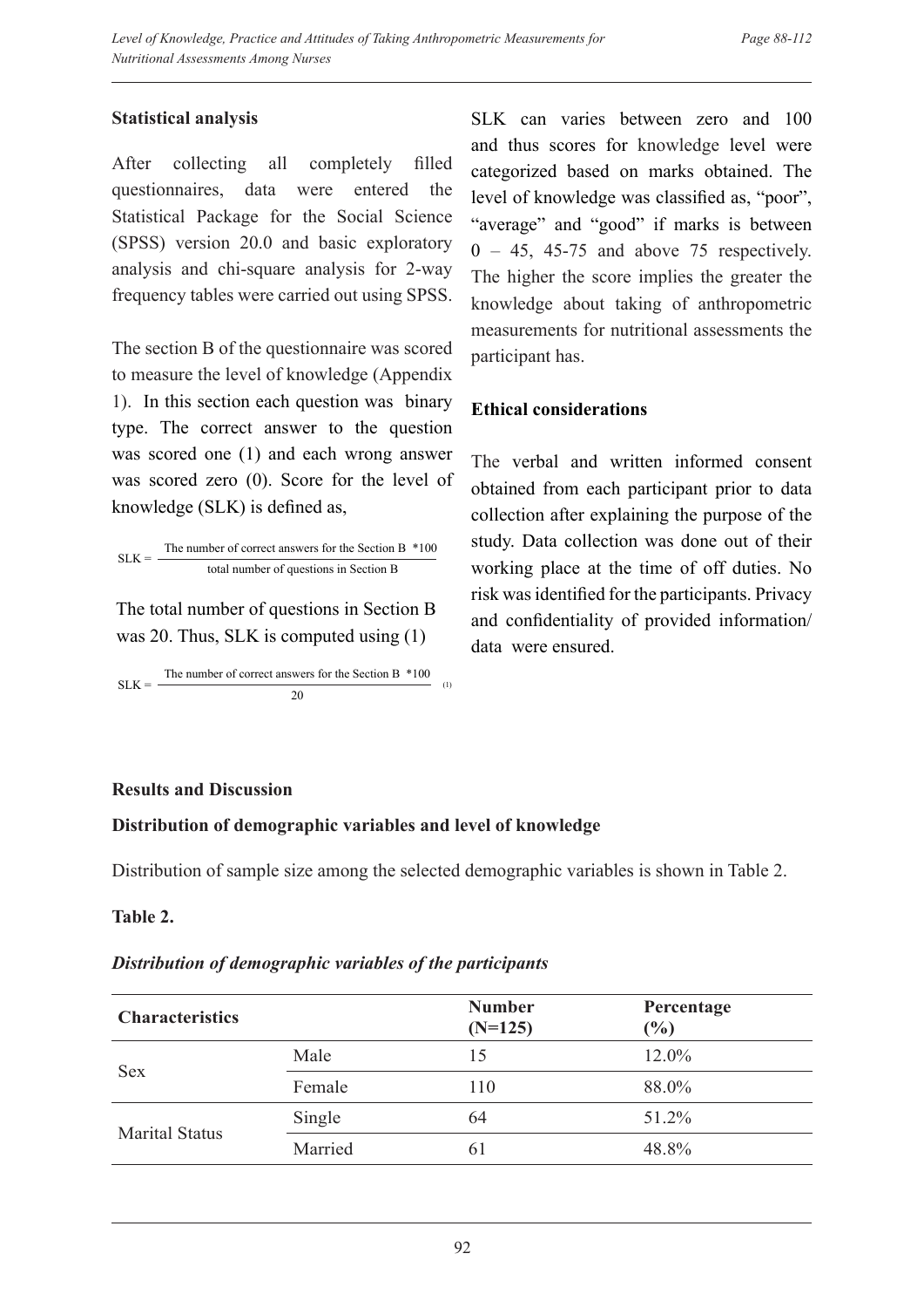### Statistical analysis

After collecting all completely filled questionnaires, data were entered the Statistical Package for the Social Science (SPSS) version 20.0 and basic exploratory analysis and chi-square analysis for 2-way frequency tables were carried out using SPSS.

The section B of the questionnaire was scored to measure the level of knowledge (Appendix 1). In this section each question was binary type. The correct answer to the question was scored one (1) and each wrong answer was scored zero (0). Score for the level of knowledge (SLK) is defined as,

$$SLK = \frac{\text{The number of correct answers for the Section B } *100}{\text{total number of questions in Section B}}$$

The total number of questions in Section B was 20. Thus, SLK is computed using (1)

$$SLK = \frac{\text{The number of correct answers for the Section B } *100}{20} \quad (1)$$

SLK can varies between zero and 100 and thus scores for knowledge level were categorized based on marks obtained. The level of knowledge was classified as, "poor", "average" and "good" if marks is between 0 – 45, 45-75 and above 75 respectively. The higher the score implies the greater the knowledge about taking of anthropometric measurements for nutritional assessments the participant has.

### Ethical considerations

The verbal and written informed consent obtained from each participant prior to data collection after explaining the purpose of the study. Data collection was done out of their working place at the time of off duties. No risk was identified for the participants. Privacy and confidentiality of provided information/ data were ensured.

### Results and Discussion

### Distribution of demographic variables and level of knowledge

Distribution of sample size among the selected demographic variables is shown in Table 2.

**Table 2.**

***Distribution of demographic variables of the participants***

| Characteristics | | Number (N=125) | Percentage (%) |
|---|---|---|---|
| Sex | Male | 15 | 12.0% |
| | Female | 110 | 88.0% |
| Marital Status | Single | 64 | 51.2% |
| | Married | 61 | 48.8% |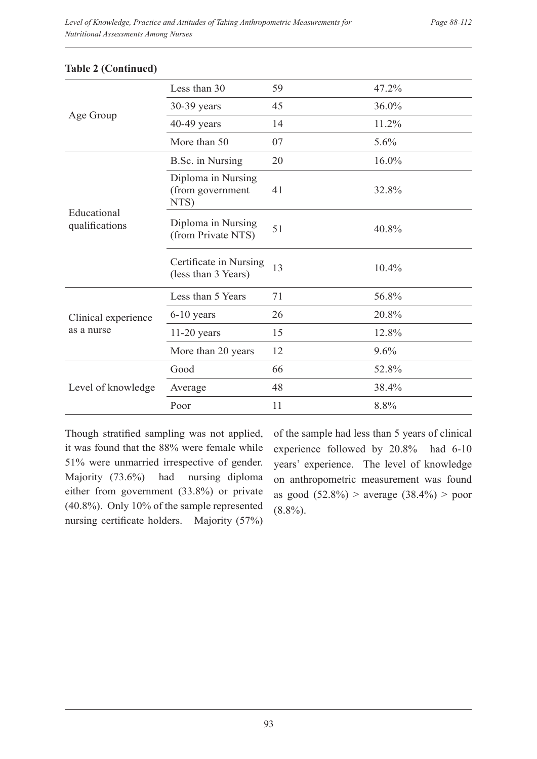**Table 2 (Continued)**

| | | | |
|---|---|---|---|
| Age Group | Less than 30 | 59 | 47.2% |
| | 30-39 years | 45 | 36.0% |
| | 40-49 years | 14 | 11.2% |
| | More than 50 | 07 | 5.6% |
| Educational qualifications | B.Sc. in Nursing | 20 | 16.0% |
| | Diploma in Nursing (from government NTS) | 41 | 32.8% |
| | Diploma in Nursing (from Private NTS) | 51 | 40.8% |
| | Certificate in Nursing (less than 3 Years) | 13 | 10.4% |
| Clinical experience as a nurse | Less than 5 Years | 71 | 56.8% |
| | 6-10 years | 26 | 20.8% |
| | 11-20 years | 15 | 12.8% |
| | More than 20 years | 12 | 9.6% |
| Level of knowledge | Good | 66 | 52.8% |
| | Average | 48 | 38.4% |
| | Poor | 11 | 8.8% |

Though stratified sampling was not applied, it was found that the 88% were female while 51% were unmarried irrespective of gender. Majority (73.6%) had nursing diploma either from government (33.8%) or private (40.8%). Only 10% of the sample represented nursing certificate holders. Majority (57%) of the sample had less than 5 years of clinical experience followed by 20.8% had 6-10 years' experience. The level of knowledge on anthropometric measurement was found as good (52.8%) > average (38.4%) > poor (8.8%).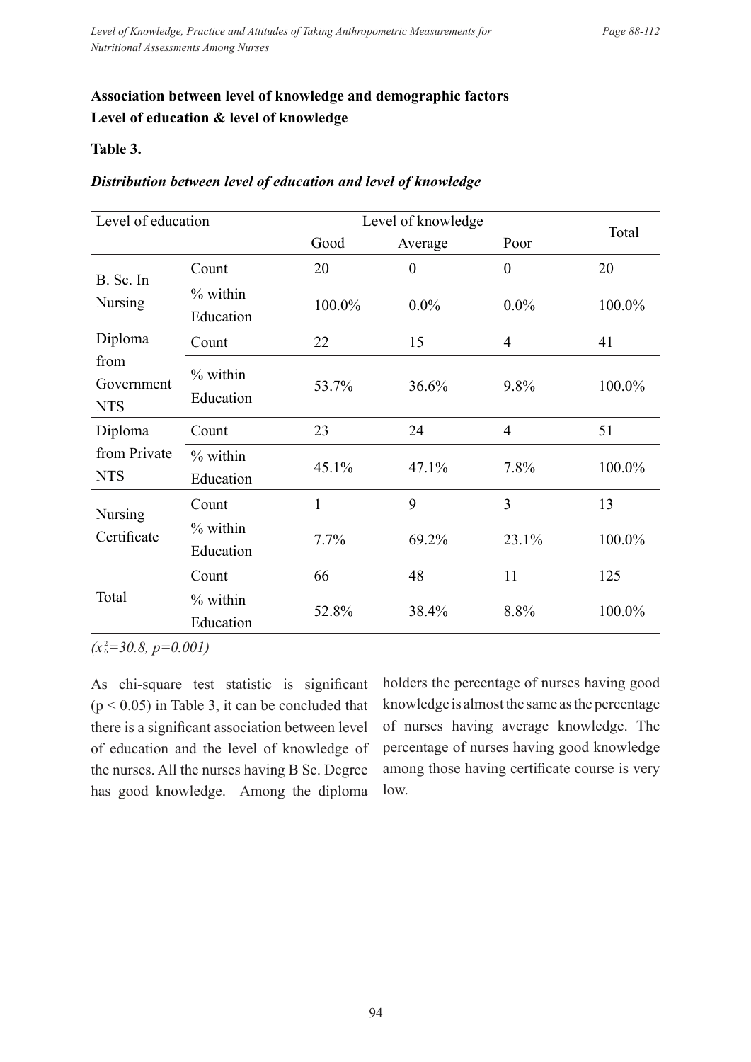**Association between level of knowledge and demographic factors**

**Level of education & level of knowledge**

**Table 3.**

***Distribution between level of education and level of knowledge***

| Level of education | | Level of knowledge | | | Total |
|---|---|---|---|---|---|
| | | Good | Average | Poor | |
| B. Sc. In Nursing | Count | 20 | 0 | 0 | 20 |
| | % within Education | 100.0% | 0.0% | 0.0% | 100.0% |
| Diploma from Government NTS | Count | 22 | 15 | 4 | 41 |
| | % within Education | 53.7% | 36.6% | 9.8% | 100.0% |
| Diploma from Private NTS | Count | 23 | 24 | 4 | 51 |
| | % within Education | 45.1% | 47.1% | 7.8% | 100.0% |
| Nursing Certificate | Count | 1 | 9 | 3 | 13 |
| | % within Education | 7.7% | 69.2% | 23.1% | 100.0% |
| Total | Count | 66 | 48 | 11 | 125 |
| | % within Education | 52.8% | 38.4% | 8.8% | 100.0% |

*($x^2_6$=30.8, p=0.001)*

As chi-square test statistic is significant ($p < 0.05$) in Table 3, it can be concluded that there is a significant association between level of education and the level of knowledge of the nurses. All the nurses having B Sc. Degree has good knowledge. Among the diploma holders the percentage of nurses having good knowledge is almost the same as the percentage of nurses having average knowledge. The percentage of nurses having good knowledge among those having certificate course is very low.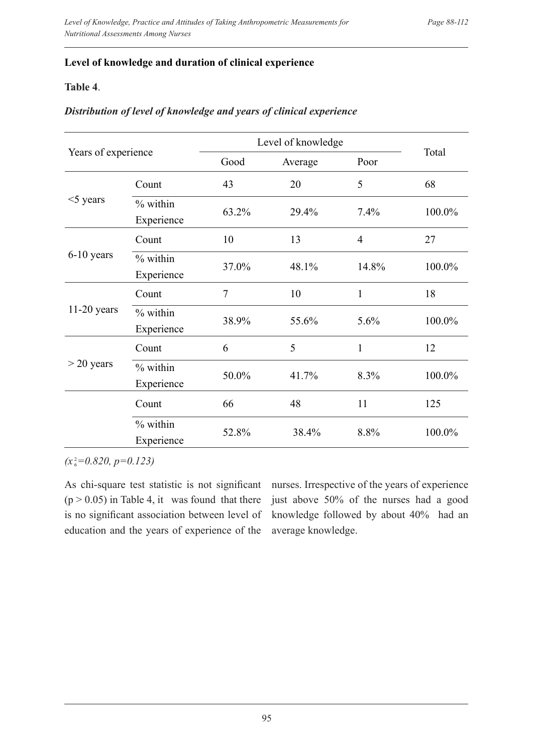### Level of knowledge and duration of clinical experience

**Table 4**.

***Distribution of level of knowledge and years of clinical experience***

| Years of experience | | Level of knowledge | | | Total |
|---|---|---|---|---|---|
| | | Good | Average | Poor | |
| <5 years | Count | 43 | 20 | 5 | 68 |
| | % within Experience | 63.2% | 29.4% | 7.4% | 100.0% |
| 6-10 years | Count | 10 | 13 | 4 | 27 |
| | % within Experience | 37.0% | 48.1% | 14.8% | 100.0% |
| 11-20 years | Count | 7 | 10 | 1 | 18 |
| | % within Experience | 38.9% | 55.6% | 5.6% | 100.0% |
| > 20 years | Count | 6 | 5 | 1 | 12 |
| | % within Experience | 50.0% | 41.7% | 8.3% | 100.0% |
| | Count | 66 | 48 | 11 | 125 |
| | % within Experience | 52.8% | 38.4% | 8.8% | 100.0% |

*($x^2_6$=0.820, p=0.123)*

As chi-square test statistic is not significant ($p > 0.05$) in Table 4, it was found that there is no significant association between level of education and the years of experience of the nurses. Irrespective of the years of experience just above 50% of the nurses had a good knowledge followed by about 40% had an average knowledge.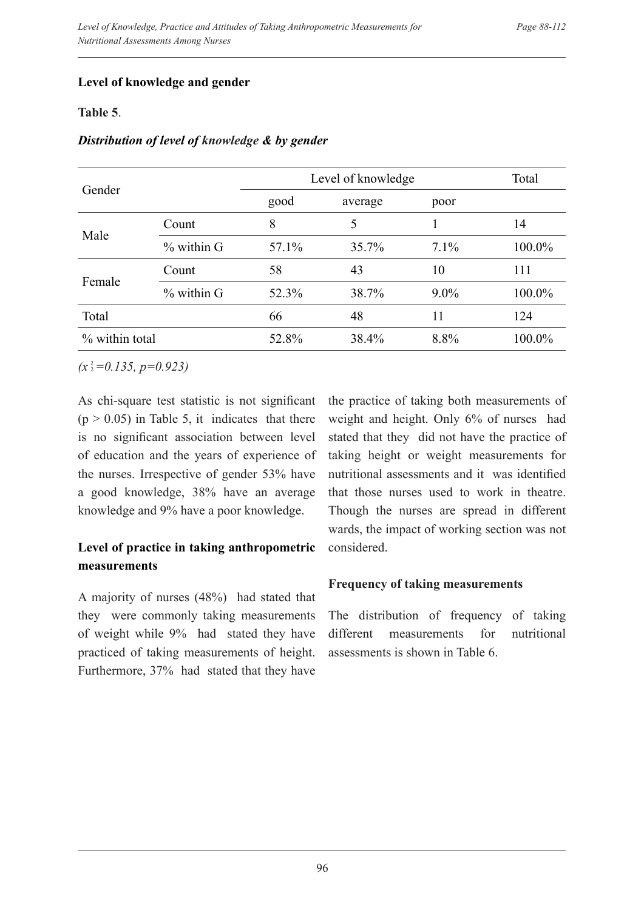### Level of knowledge and gender

**Table 5**.

***Distribution of level of knowledge & by gender***

| Gender | | Level of knowledge | | | Total |
|---|---|---|---|---|---|
| | | good | average | poor | |
| Male | Count | 8 | 5 | 1 | 14 |
| | % within G | 57.1% | 35.7% | 7.1% | 100.0% |
| Female | Count | 58 | 43 | 10 | 111 |
| | % within G | 52.3% | 38.7% | 9.0% | 100.0% |
| Total | | 66 | 48 | 11 | 124 |
| % within total | | 52.8% | 38.4% | 8.8% | 100.0% |

*($x^2_2$=0.135, p=0.923)*

As chi-square test statistic is not significant ($p > 0.05$) in Table 5, it indicates that there is no significant association between level of education and the years of experience of the nurses. Irrespective of gender 53% have a good knowledge, 38% have an average knowledge and 9% have a poor knowledge.

### Level of practice in taking anthropometric measurements

A majority of nurses (48%) had stated that they were commonly taking measurements of weight while 9% had stated they have practiced of taking measurements of height. Furthermore, 37% had stated that they have the practice of taking both measurements of weight and height. Only 6% of nurses had stated that they did not have the practice of taking height or weight measurements for nutritional assessments and it was identified that those nurses used to work in theatre. Though the nurses are spread in different wards, the impact of working section was not considered.

### Frequency of taking measurements

The distribution of frequency of taking different measurements for nutritional assessments is shown in Table 6.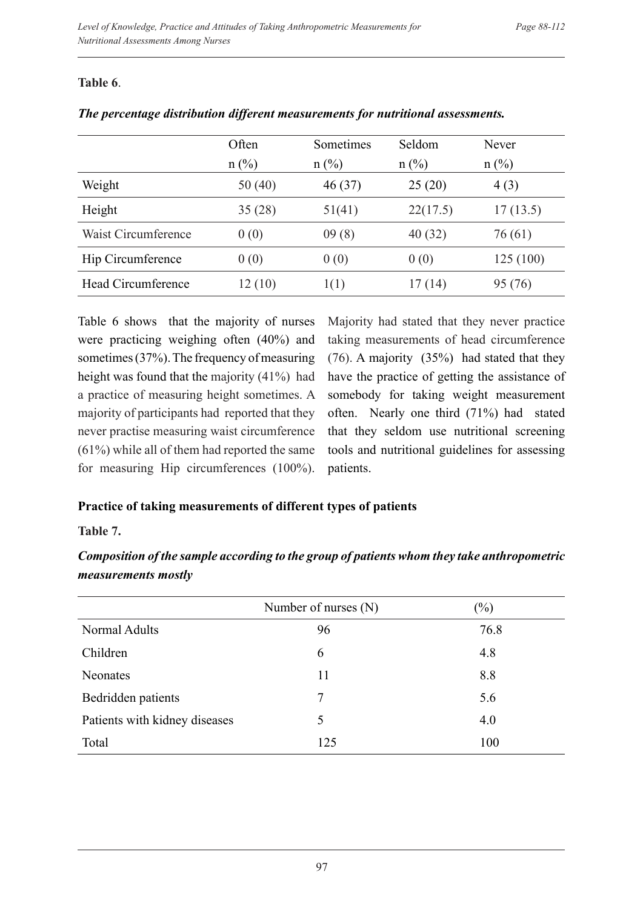**Table 6**.

***The percentage distribution different measurements for nutritional assessments.***

| | Often n (%) | Sometimes n (%) | Seldom n (%) | Never n (%) |
|---|---|---|---|---|
| Weight | 50 (40) | 46 (37) | 25 (20) | 4 (3) |
| Height | 35 (28) | 51(41) | 22(17.5) | 17 (13.5) |
| Waist Circumference | 0 (0) | 09 (8) | 40 (32) | 76 (61) |
| Hip Circumference | 0 (0) | 0 (0) | 0 (0) | 125 (100) |
| Head Circumference | 12 (10) | 1(1) | 17 (14) | 95 (76) |

Table 6 shows that the majority of nurses were practicing weighing often (40%) and sometimes (37%). The frequency of measuring height was found that the majority (41%) had a practice of measuring height sometimes. A majority of participants had reported that they never practise measuring waist circumference (61%) while all of them had reported the same for measuring Hip circumferences (100%). Majority had stated that they never practice taking measurements of head circumference (76). A majority (35%) had stated that they have the practice of getting the assistance of somebody for taking weight measurement often. Nearly one third (71%) had stated that they seldom use nutritional screening tools and nutritional guidelines for assessing patients.

**Practice of taking measurements of different types of patients**

**Table 7.**

***Composition of the sample according to the group of patients whom they take anthropometric measurements mostly***

| | Number of nurses (N) | (%) |
|---|---|---|
| Normal Adults | 96 | 76.8 |
| Children | 6 | 4.8 |
| Neonates | 11 | 8.8 |
| Bedridden patients | 7 | 5.6 |
| Patients with kidney diseases | 5 | 4.0 |
| Total | 125 | 100 |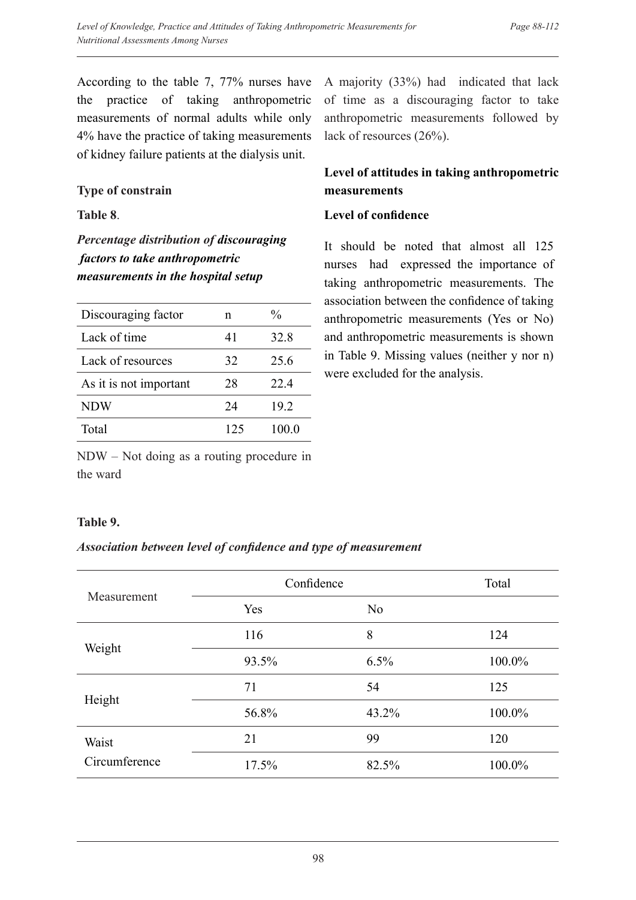According to the table 7, 77% nurses have the practice of taking anthropometric measurements of normal adults while only 4% have the practice of taking measurements of kidney failure patients at the dialysis unit.

**Type of constrain**

**Table 8**.

***Percentage distribution of discouraging factors to take anthropometric measurements in the hospital setup***

| Discouraging factor | n | % |
|---|---|---|
| Lack of time | 41 | 32.8 |
| Lack of resources | 32 | 25.6 |
| As it is not important | 28 | 22.4 |
| NDW | 24 | 19.2 |
| Total | 125 | 100.0 |

NDW – Not doing as a routing procedure in the ward

A majority (33%) had indicated that lack of time as a discouraging factor to take anthropometric measurements followed by lack of resources (26%).

**Level of attitudes in taking anthropometric measurements**

**Level of confidence**

It should be noted that almost all 125 nurses had expressed the importance of taking anthropometric measurements. The association between the confidence of taking anthropometric measurements (Yes or No) and anthropometric measurements is shown in Table 9. Missing values (neither y nor n) were excluded for the analysis.

**Table 9.**

***Association between level of confidence and type of measurement***

| Measurement | Confidence | | Total |
|---|---|---|---|
| | Yes | No | |
| Weight | 116 | 8 | 124 |
| | 93.5% | 6.5% | 100.0% |
| Height | 71 | 54 | 125 |
| | 56.8% | 43.2% | 100.0% |
| Waist Circumference | 21 | 99 | 120 |
| | 17.5% | 82.5% | 100.0% |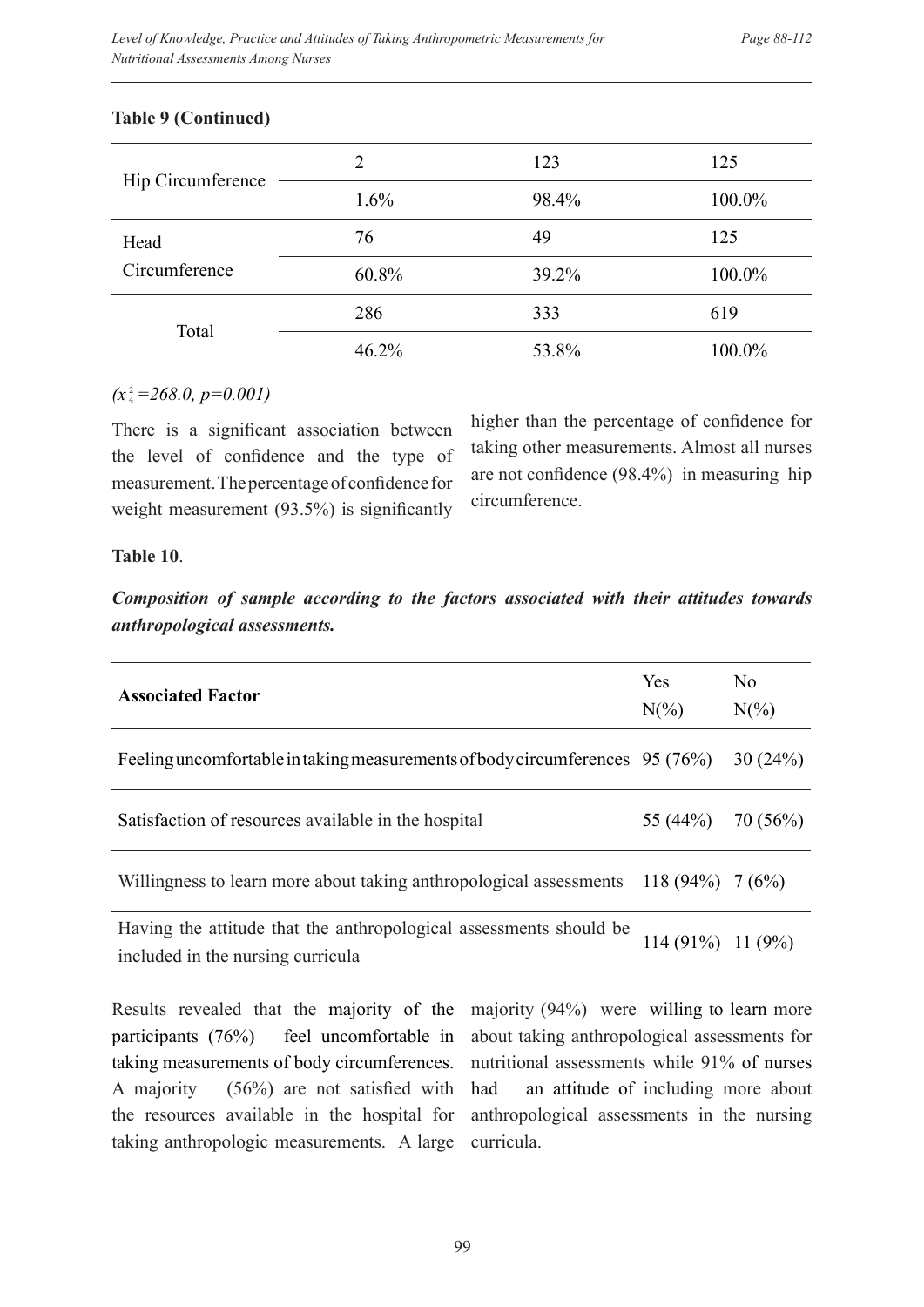**Table 9 (Continued)**

| | | | |
|---|---|---|---|
| Hip Circumference | 2 | 123 | 125 |
| | 1.6% | 98.4% | 100.0% |
| Head Circumference | 76 | 49 | 125 |
| | 60.8% | 39.2% | 100.0% |
| Total | 286 | 333 | 619 |
| | 46.2% | 53.8% | 100.0% |

*($x^2_4$ =268.0, p=0.001)*

There is a significant association between the level of confidence and the type of measurement. The percentage of confidence for weight measurement (93.5%) is significantly higher than the percentage of confidence for taking other measurements. Almost all nurses are not confidence (98.4%) in measuring hip circumference.

**Table 10**.

***Composition of sample according to the factors associated with their attitudes towards anthropological assessments.***

| Associated Factor | Yes N(%) | No N(%) |
|---|---|---|
| Feeling uncomfortable in taking measurements of body circumferences | 95 (76%) | 30 (24%) |
| Satisfaction of resources available in the hospital | 55 (44%) | 70 (56%) |
| Willingness to learn more about taking anthropological assessments | 118 (94%) | 7 (6%) |
| Having the attitude that the anthropological assessments should be included in the nursing curricula | 114 (91%) | 11 (9%) |

Results revealed that the majority of the participants (76%) feel uncomfortable in taking measurements of body circumferences. A majority (56%) are not satisfied with the resources available in the hospital for taking anthropologic measurements. A large majority (94%) were willing to learn more about taking anthropological assessments for nutritional assessments while 91% of nurses had an attitude of including more about anthropological assessments in the nursing curricula.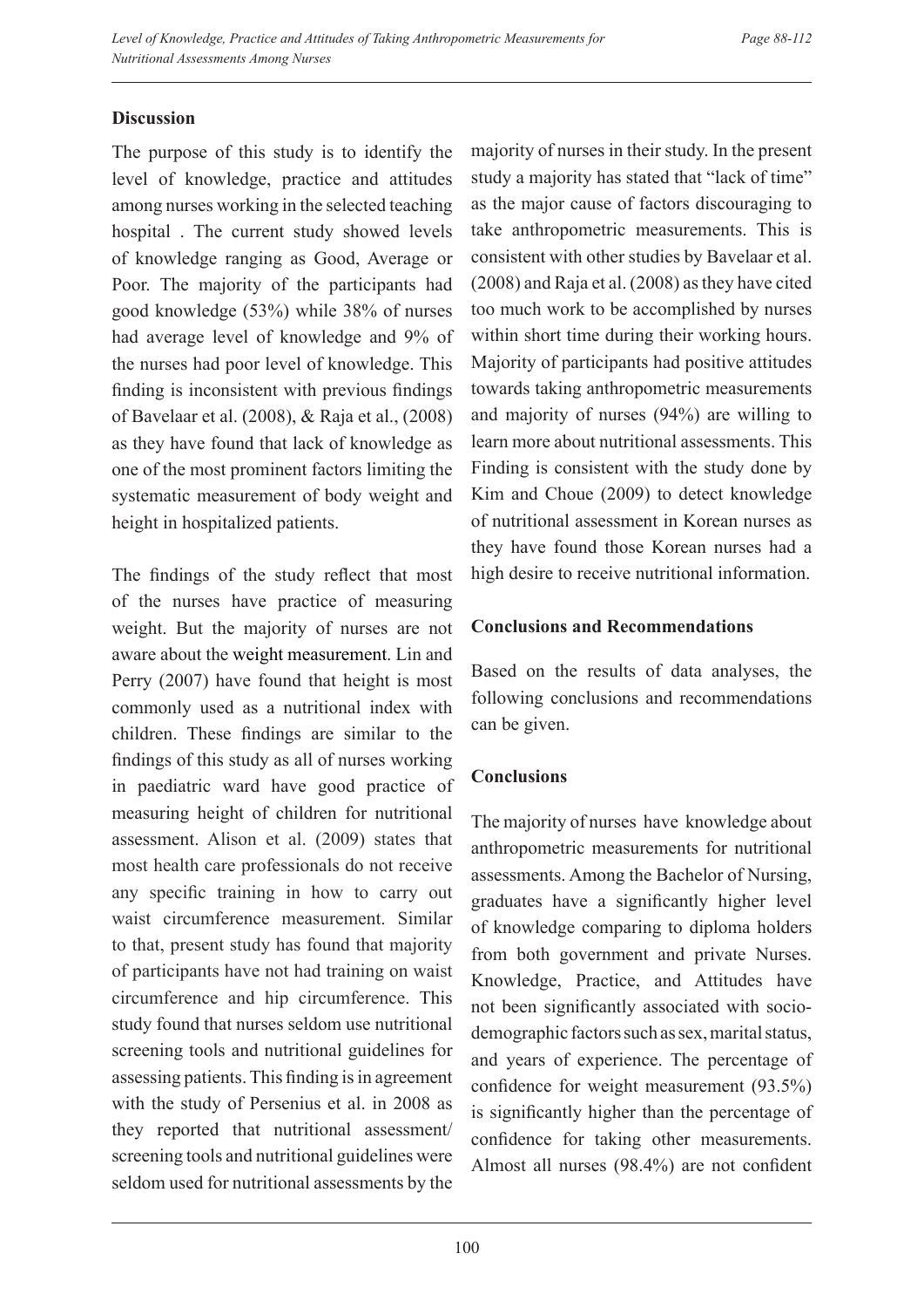## Discussion

The purpose of this study is to identify the level of knowledge, practice and attitudes among nurses working in the selected teaching hospital . The current study showed levels of knowledge ranging as Good, Average or Poor. The majority of the participants had good knowledge (53%) while 38% of nurses had average level of knowledge and 9% of the nurses had poor level of knowledge. This finding is inconsistent with previous findings of Bavelaar et al. (2008), & Raja et al., (2008) as they have found that lack of knowledge as one of the most prominent factors limiting the systematic measurement of body weight and height in hospitalized patients.

The findings of the study reflect that most of the nurses have practice of measuring weight. But the majority of nurses are not aware about the weight measurement. Lin and Perry (2007) have found that height is most commonly used as a nutritional index with children. These findings are similar to the findings of this study as all of nurses working in paediatric ward have good practice of measuring height of children for nutritional assessment. Alison et al. (2009) states that most health care professionals do not receive any specific training in how to carry out waist circumference measurement. Similar to that, present study has found that majority of participants have not had training on waist circumference and hip circumference. This study found that nurses seldom use nutritional screening tools and nutritional guidelines for assessing patients. This finding is in agreement with the study of Persenius et al. in 2008 as they reported that nutritional assessment/ screening tools and nutritional guidelines were seldom used for nutritional assessments by the majority of nurses in their study. In the present study a majority has stated that "lack of time" as the major cause of factors discouraging to take anthropometric measurements. This is consistent with other studies by Bavelaar et al. (2008) and Raja et al. (2008) as they have cited too much work to be accomplished by nurses within short time during their working hours. Majority of participants had positive attitudes towards taking anthropometric measurements and majority of nurses (94%) are willing to learn more about nutritional assessments. This Finding is consistent with the study done by Kim and Choue (2009) to detect knowledge of nutritional assessment in Korean nurses as they have found those Korean nurses had a high desire to receive nutritional information.

## Conclusions and Recommendations

Based on the results of data analyses, the following conclusions and recommendations can be given.

### Conclusions

The majority of nurses have knowledge about anthropometric measurements for nutritional assessments. Among the Bachelor of Nursing, graduates have a significantly higher level of knowledge comparing to diploma holders from both government and private Nurses. Knowledge, Practice, and Attitudes have not been significantly associated with socio-demographic factors such as sex, marital status, and years of experience. The percentage of confidence for weight measurement (93.5%) is significantly higher than the percentage of confidence for taking other measurements. Almost all nurses (98.4%) are not confident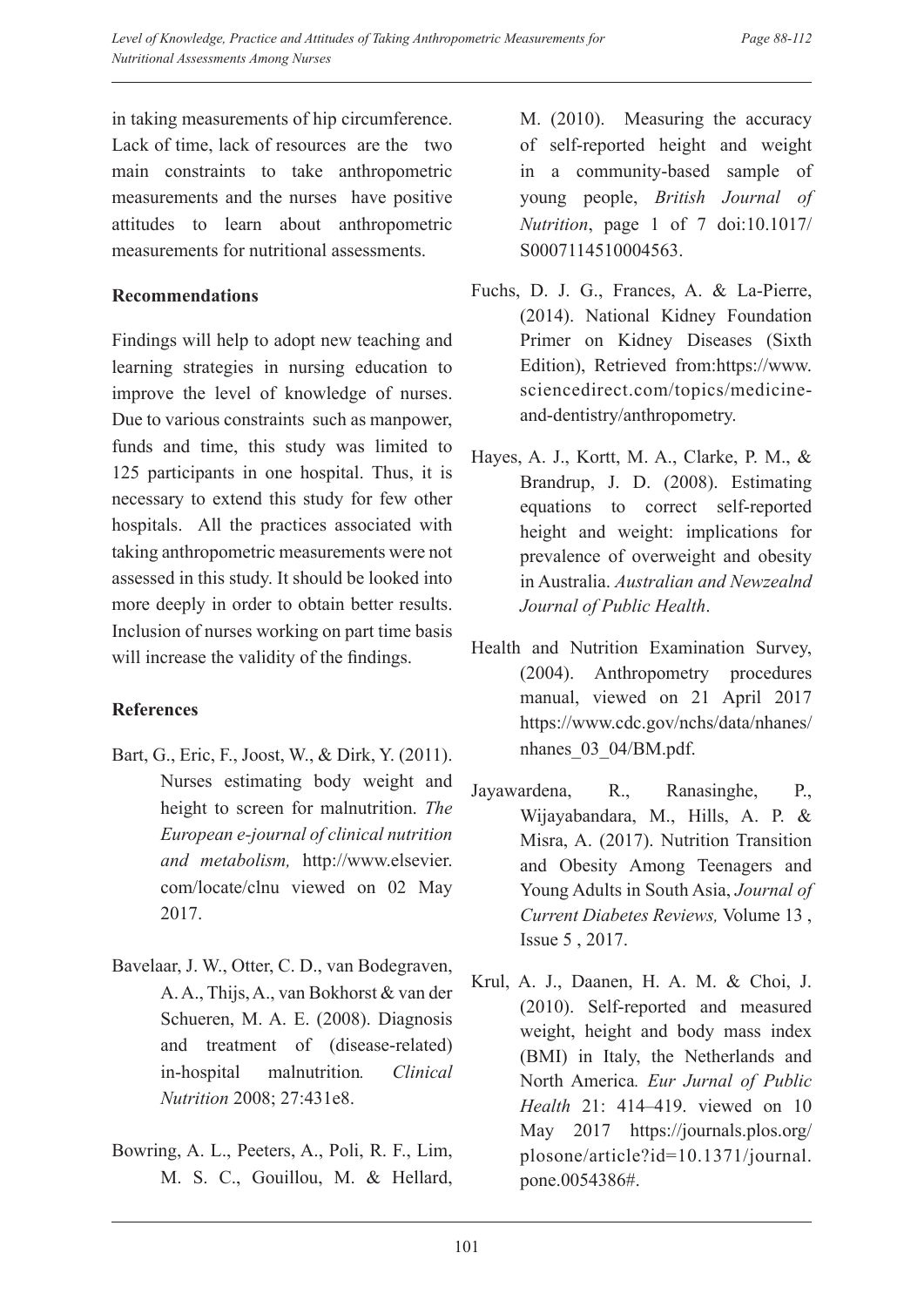in taking measurements of hip circumference. Lack of time, lack of resources are the two main constraints to take anthropometric measurements and the nurses have positive attitudes to learn about anthropometric measurements for nutritional assessments.

### Recommendations

Findings will help to adopt new teaching and learning strategies in nursing education to improve the level of knowledge of nurses. Due to various constraints such as manpower, funds and time, this study was limited to 125 participants in one hospital. Thus, it is necessary to extend this study for few other hospitals. All the practices associated with taking anthropometric measurements were not assessed in this study. It should be looked into more deeply in order to obtain better results. Inclusion of nurses working on part time basis will increase the validity of the findings.

### References

Bart, G., Eric, F., Joost, W., & Dirk, Y. (2011). Nurses estimating body weight and height to screen for malnutrition. *The European e-journal of clinical nutrition and metabolism,* http://www.elsevier.com/locate/clnu viewed on 02 May 2017.

Bavelaar, J. W., Otter, C. D., van Bodegraven, A. A., Thijs, A., van Bokhorst & van der Schueren, M. A. E. (2008). Diagnosis and treatment of (disease-related) in-hospital malnutrition*. Clinical Nutrition* 2008; 27:431e8.

Bowring, A. L., Peeters, A., Poli, R. F., Lim, M. S. C., Gouillou, M. & Hellard, M. (2010). Measuring the accuracy of self-reported height and weight in a community-based sample of young people, *British Journal of Nutrition*, page 1 of 7 doi:10.1017/S0007114510004563.

Fuchs, D. J. G., Frances, A. & La-Pierre, (2014). National Kidney Foundation Primer on Kidney Diseases (Sixth Edition), Retrieved from:https://www.sciencedirect.com/topics/medicine-and-dentistry/anthropometry.

Hayes, A. J., Kortt, M. A., Clarke, P. M., & Brandrup, J. D. (2008). Estimating equations to correct self-reported height and weight: implications for prevalence of overweight and obesity in Australia. *Australian and Newzealnd Journal of Public Health*.

Health and Nutrition Examination Survey, (2004). Anthropometry procedures manual, viewed on 21 April 2017 https://www.cdc.gov/nchs/data/nhanes/nhanes_03_04/BM.pdf.

Jayawardena, R., Ranasinghe, P., Wijayabandara, M., Hills, A. P. & Misra, A. (2017). Nutrition Transition and Obesity Among Teenagers and Young Adults in South Asia, *Journal of Current Diabetes Reviews,* Volume 13 , Issue 5 , 2017.

Krul, A. J., Daanen, H. A. M. & Choi, J. (2010). Self-reported and measured weight, height and body mass index (BMI) in Italy, the Netherlands and North America*. Eur Jurnal of Public Health* 21: 414–419. viewed on 10 May 2017 https://journals.plos.org/plosone/article?id=10.1371/journal.pone.0054386#.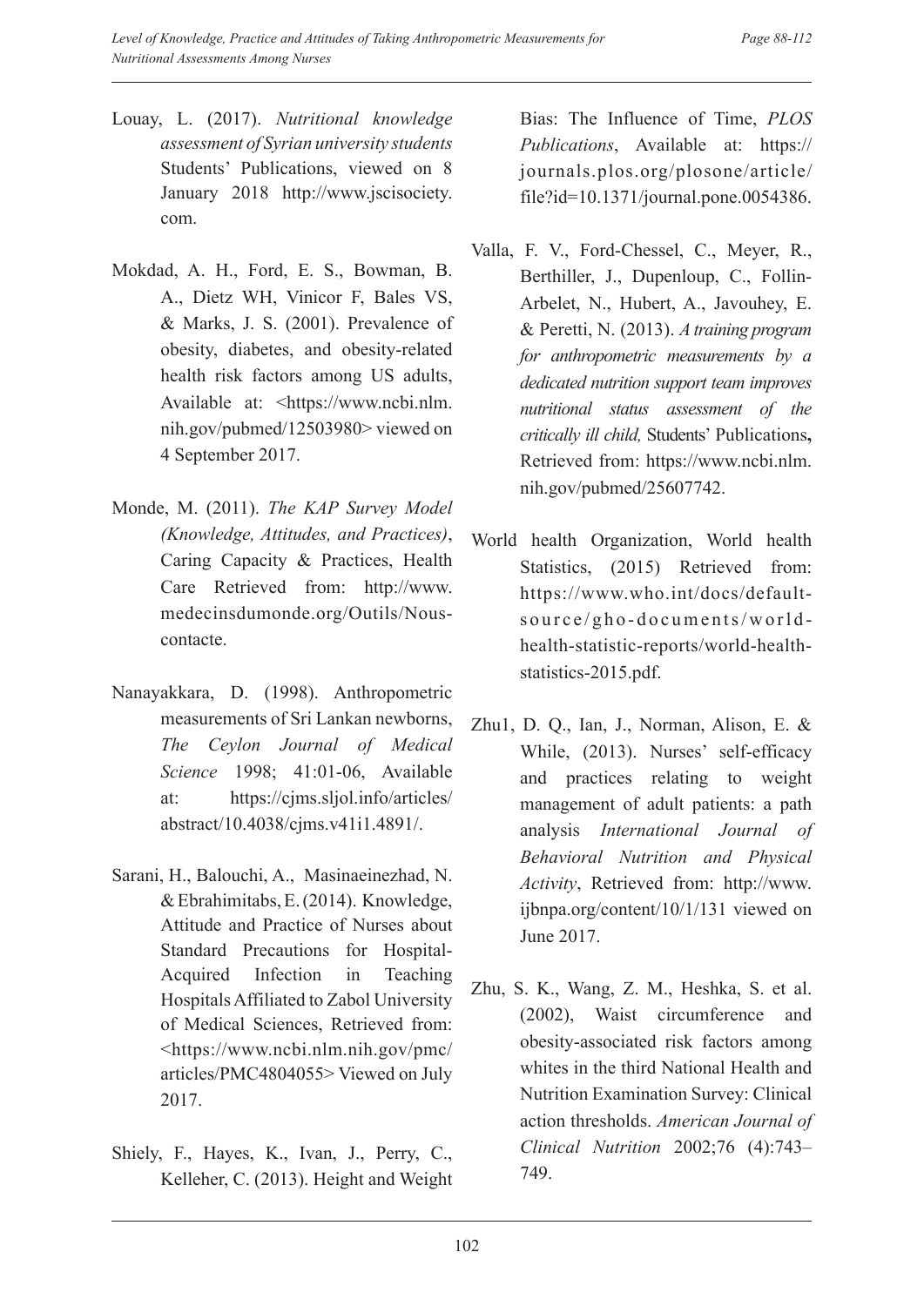Louay, L. (2017). *Nutritional knowledge assessment of Syrian university students* Students' Publications, viewed on 8 January 2018 http://www.jscisociety.com.

Mokdad, A. H., Ford, E. S., Bowman, B. A., Dietz WH, Vinicor F, Bales VS, & Marks, J. S. (2001). Prevalence of obesity, diabetes, and obesity-related health risk factors among US adults, Available at: <https://www.ncbi.nlm.nih.gov/pubmed/12503980> viewed on 4 September 2017.

Monde, M. (2011). *The KAP Survey Model (Knowledge, Attitudes, and Practices)*, Caring Capacity & Practices, Health Care Retrieved from: http://www.medecinsdumonde.org/Outils/Nous-contacte.

Nanayakkara, D. (1998). Anthropometric measurements of Sri Lankan newborns, *The Ceylon Journal of Medical Science* 1998; 41:01-06, Available at: https://cjms.sljol.info/articles/abstract/10.4038/cjms.v41i1.4891/.

Sarani, H., Balouchi, A., Masinaeinezhad, N. & Ebrahimitabs, E. (2014). Knowledge, Attitude and Practice of Nurses about Standard Precautions for Hospital-Acquired Infection in Teaching Hospitals Affiliated to Zabol University of Medical Sciences, Retrieved from: <https://www.ncbi.nlm.nih.gov/pmc/articles/PMC4804055> Viewed on July 2017.

Shiely, F., Hayes, K., Ivan, J., Perry, C., Kelleher, C. (2013). Height and Weight Bias: The Influence of Time, *PLOS Publications*, Available at: https://journals.plos.org/plosone/article/file?id=10.1371/journal.pone.0054386.

Valla, F. V., Ford-Chessel, C., Meyer, R., Berthiller, J., Dupenloup, C., Follin-Arbelet, N., Hubert, A., Javouhey, E. & Peretti, N. (2013). *A training program for anthropometric measurements by a dedicated nutrition support team improves nutritional status assessment of the critically ill child,* Students' Publications**,** Retrieved from: https://www.ncbi.nlm.nih.gov/pubmed/25607742.

World health Organization, World health Statistics, (2015) Retrieved from: https://www.who.int/docs/default-source/gho-documents/world-health-statistic-reports/world-health-statistics-2015.pdf.

Zhu1, D. Q., Ian, J., Norman, Alison, E. & While, (2013). Nurses' self-efficacy and practices relating to weight management of adult patients: a path analysis *International Journal of Behavioral Nutrition and Physical Activity*, Retrieved from: http://www.ijbnpa.org/content/10/1/131 viewed on June 2017.

Zhu, S. K., Wang, Z. M., Heshka, S. et al. (2002), Waist circumference and obesity-associated risk factors among whites in the third National Health and Nutrition Examination Survey: Clinical action thresholds. *American Journal of Clinical Nutrition* 2002;76 (4):743–749.